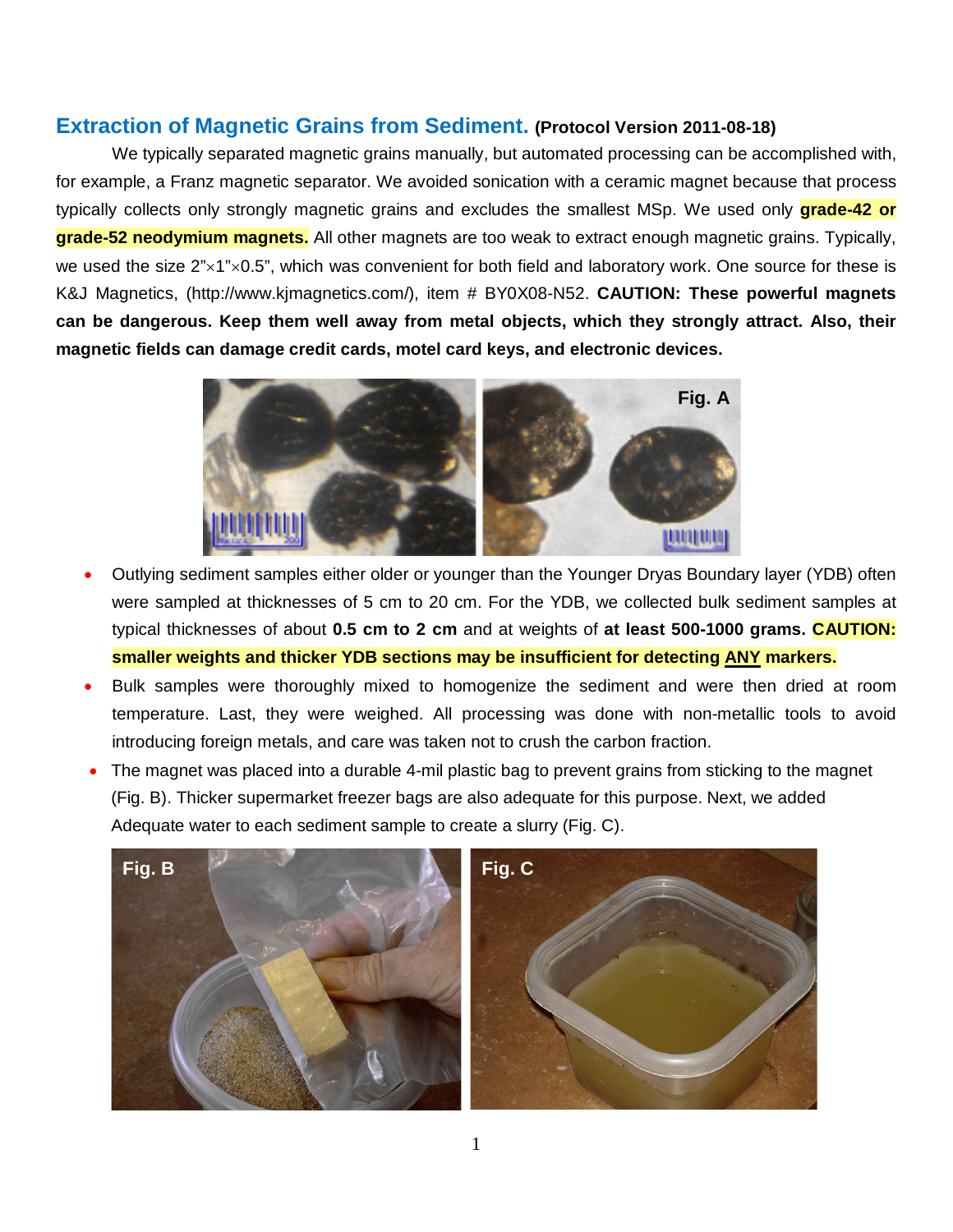## Extraction of Magnetic Grains from Sediment. **(Protocol Version 2011-08-18)**

We typically separated magnetic grains manually, but automated processing can be accomplished with, for example, a Franz magnetic separator. We avoided sonication with a ceramic magnet because that process typically collects only strongly magnetic grains and excludes the smallest MSp. We used only **grade-42 or grade-52 neodymium magnets.** All other magnets are too weak to extract enough magnetic grains. Typically, we used the size 2"×1"×0.5", which was convenient for both field and laboratory work. One source for these is K&J Magnetics, (http://www.kjmagnetics.com/), item # BY0X08-N52. **CAUTION: These powerful magnets can be dangerous. Keep them well away from metal objects, which they strongly attract. Also, their magnetic fields can damage credit cards, motel card keys, and electronic devices.**

Fig. A

- Outlying sediment samples either older or younger than the Younger Dryas Boundary layer (YDB) often were sampled at thicknesses of 5 cm to 20 cm. For the YDB, we collected bulk sediment samples at typical thicknesses of about **0.5 cm to 2 cm** and at weights of **at least 500-1000 grams. CAUTION: smaller weights and thicker YDB sections may be insufficient for detecting ANY markers.**
- Bulk samples were thoroughly mixed to homogenize the sediment and were then dried at room temperature. Last, they were weighed. All processing was done with non-metallic tools to avoid introducing foreign metals, and care was taken not to crush the carbon fraction.
- The magnet was placed into a durable 4-mil plastic bag to prevent grains from sticking to the magnet (Fig. B). Thicker supermarket freezer bags are also adequate for this purpose. Next, we added Adequate water to each sediment sample to create a slurry (Fig. C).

Fig. B

Fig. C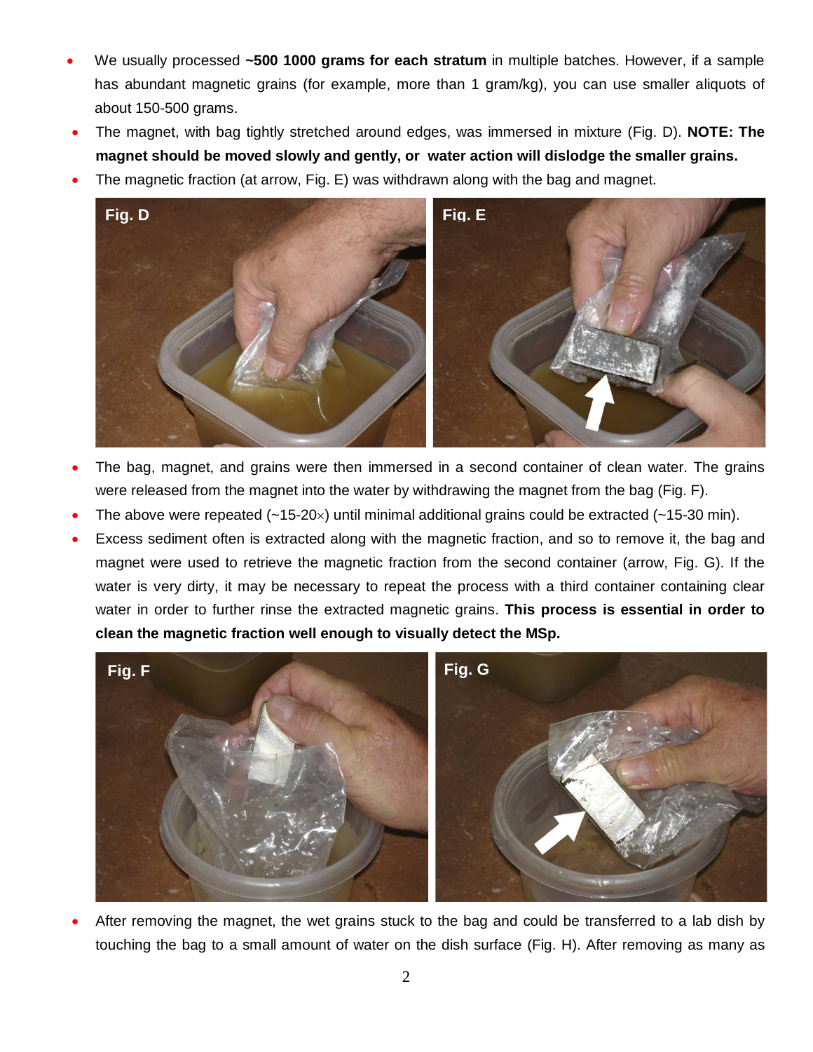- We usually processed **~500 1000 grams for each stratum** in multiple batches. However, if a sample has abundant magnetic grains (for example, more than 1 gram/kg), you can use smaller aliquots of about 150-500 grams.
- The magnet, with bag tightly stretched around edges, was immersed in mixture (Fig. D). **NOTE: The magnet should be moved slowly and gently, or water action will dislodge the smaller grains.**
- The magnetic fraction (at arrow, Fig. E) was withdrawn along with the bag and magnet.

- The bag, magnet, and grains were then immersed in a second container of clean water. The grains were released from the magnet into the water by withdrawing the magnet from the bag (Fig. F).
- The above were repeated (~15-20×) until minimal additional grains could be extracted (~15-30 min).
- Excess sediment often is extracted along with the magnetic fraction, and so to remove it, the bag and magnet were used to retrieve the magnetic fraction from the second container (arrow, Fig. G). If the water is very dirty, it may be necessary to repeat the process with a third container containing clear water in order to further rinse the extracted magnetic grains. **This process is essential in order to clean the magnetic fraction well enough to visually detect the MSp.**

- After removing the magnet, the wet grains stuck to the bag and could be transferred to a lab dish by touching the bag to a small amount of water on the dish surface (Fig. H). After removing as many as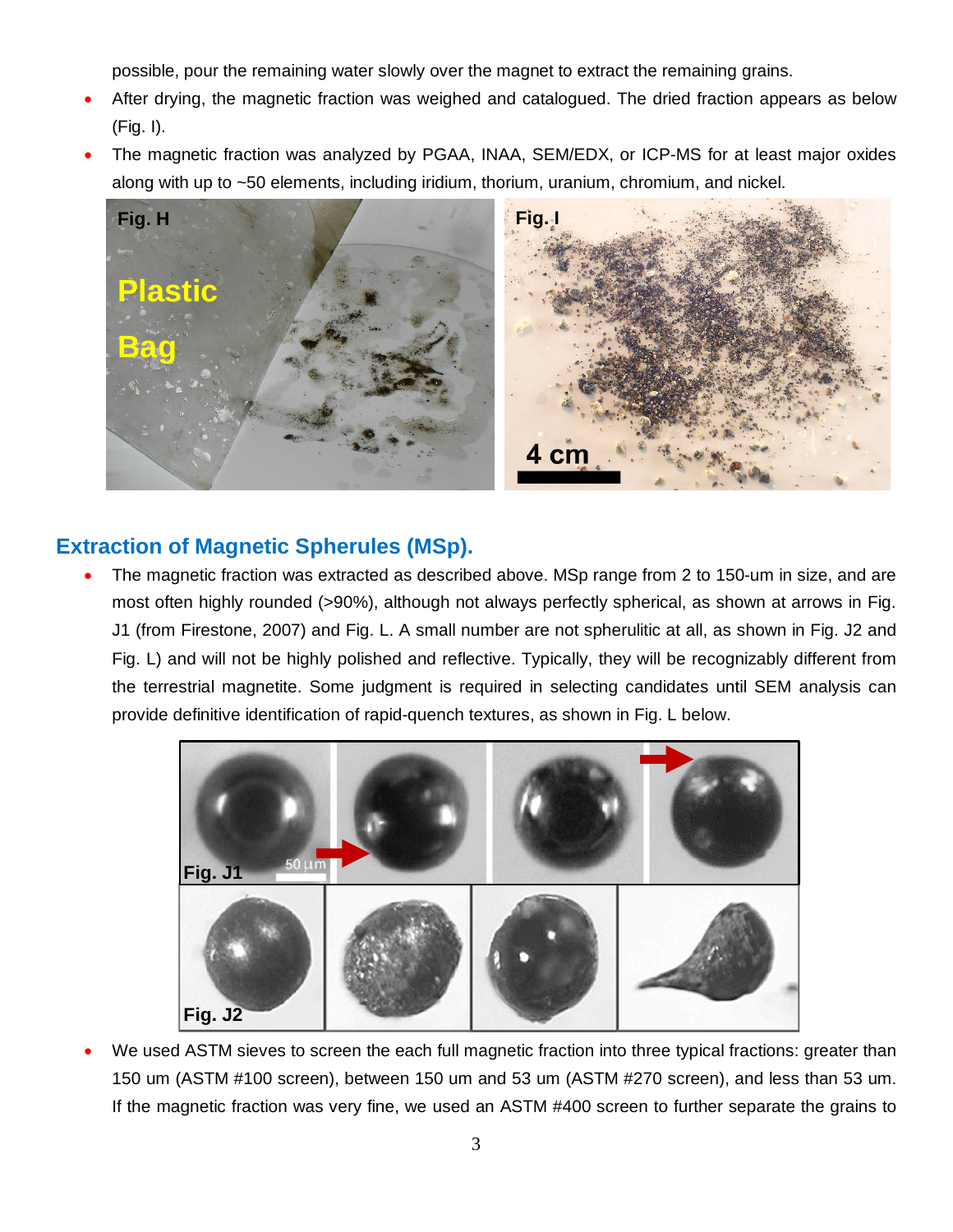possible, pour the remaining water slowly over the magnet to extract the remaining grains.

- After drying, the magnetic fraction was weighed and catalogued. The dried fraction appears as below (Fig. I).
- The magnetic fraction was analyzed by PGAA, INAA, SEM/EDX, or ICP-MS for at least major oxides along with up to ~50 elements, including iridium, thorium, uranium, chromium, and nickel.

## Extraction of Magnetic Spherules (MSp).

- The magnetic fraction was extracted as described above. MSp range from 2 to 150-um in size, and are most often highly rounded (>90%), although not always perfectly spherical, as shown at arrows in Fig. J1 (from Firestone, 2007) and Fig. L. A small number are not spherulitic at all, as shown in Fig. J2 and Fig. L) and will not be highly polished and reflective. Typically, they will be recognizably different from the terrestrial magnetite. Some judgment is required in selecting candidates until SEM analysis can provide definitive identification of rapid-quench textures, as shown in Fig. L below.
- We used ASTM sieves to screen the each full magnetic fraction into three typical fractions: greater than 150 um (ASTM #100 screen), between 150 um and 53 um (ASTM #270 screen), and less than 53 um. If the magnetic fraction was very fine, we used an ASTM #400 screen to further separate the grains to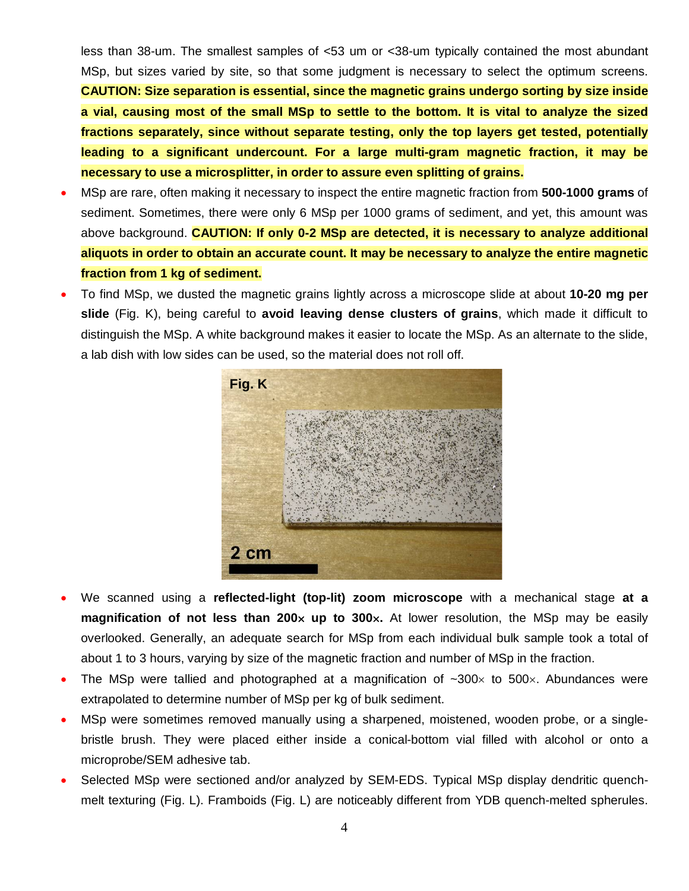less than 38-um. The smallest samples of <53 um or <38-um typically contained the most abundant MSp, but sizes varied by site, so that some judgment is necessary to select the optimum screens. **CAUTION: Size separation is essential, since the magnetic grains undergo sorting by size inside a vial, causing most of the small MSp to settle to the bottom. It is vital to analyze the sized fractions separately, since without separate testing, only the top layers get tested, potentially leading to a significant undercount. For a large multi-gram magnetic fraction, it may be necessary to use a microsplitter, in order to assure even splitting of grains.**

- MSp are rare, often making it necessary to inspect the entire magnetic fraction from **500-1000 grams** of sediment. Sometimes, there were only 6 MSp per 1000 grams of sediment, and yet, this amount was above background. **CAUTION: If only 0-2 MSp are detected, it is necessary to analyze additional aliquots in order to obtain an accurate count. It may be necessary to analyze the entire magnetic fraction from 1 kg of sediment.**
- To find MSp, we dusted the magnetic grains lightly across a microscope slide at about **10-20 mg per slide** (Fig. K), being careful to **avoid leaving dense clusters of grains**, which made it difficult to distinguish the MSp. A white background makes it easier to locate the MSp. As an alternate to the slide, a lab dish with low sides can be used, so the material does not roll off.

Fig. K

2 cm

- We scanned using a **reflected-light (top-lit) zoom microscope** with a mechanical stage **at a magnification of not less than 200× up to 300×.** At lower resolution, the MSp may be easily overlooked. Generally, an adequate search for MSp from each individual bulk sample took a total of about 1 to 3 hours, varying by size of the magnetic fraction and number of MSp in the fraction.
- The MSp were tallied and photographed at a magnification of ~300× to 500×. Abundances were extrapolated to determine number of MSp per kg of bulk sediment.
- MSp were sometimes removed manually using a sharpened, moistened, wooden probe, or a single-bristle brush. They were placed either inside a conical-bottom vial filled with alcohol or onto a microprobe/SEM adhesive tab.
- Selected MSp were sectioned and/or analyzed by SEM-EDS. Typical MSp display dendritic quench-melt texturing (Fig. L). Framboids (Fig. L) are noticeably different from YDB quench-melted spherules.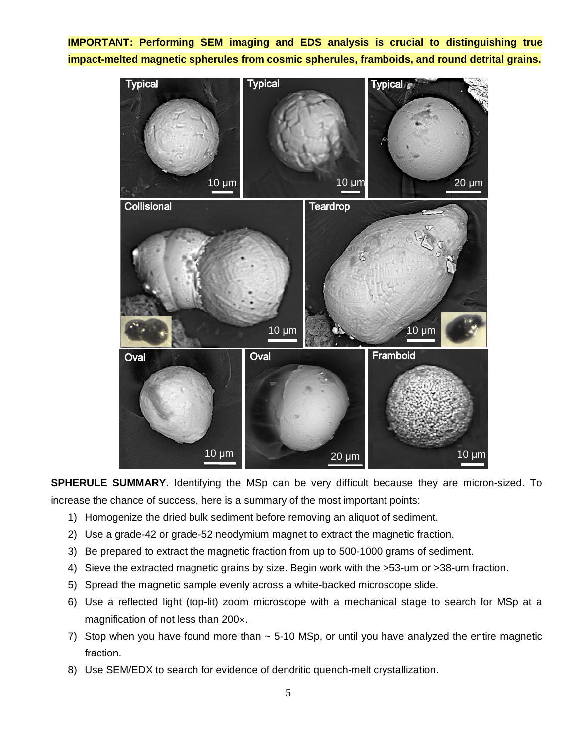**IMPORTANT: Performing SEM imaging and EDS analysis is crucial to distinguishing true impact-melted magnetic spherules from cosmic spherules, framboids, and round detrital grains.**

**SPHERULE SUMMARY.** Identifying the MSp can be very difficult because they are micron-sized. To increase the chance of success, here is a summary of the most important points:

1) Homogenize the dried bulk sediment before removing an aliquot of sediment.
2) Use a grade-42 or grade-52 neodymium magnet to extract the magnetic fraction.
3) Be prepared to extract the magnetic fraction from up to 500-1000 grams of sediment.
4) Sieve the extracted magnetic grains by size. Begin work with the >53-um or >38-um fraction.
5) Spread the magnetic sample evenly across a white-backed microscope slide.
6) Use a reflected light (top-lit) zoom microscope with a mechanical stage to search for MSp at a magnification of not less than 200×.
7) Stop when you have found more than ~ 5-10 MSp, or until you have analyzed the entire magnetic fraction.
8) Use SEM/EDX to search for evidence of dendritic quench-melt crystallization.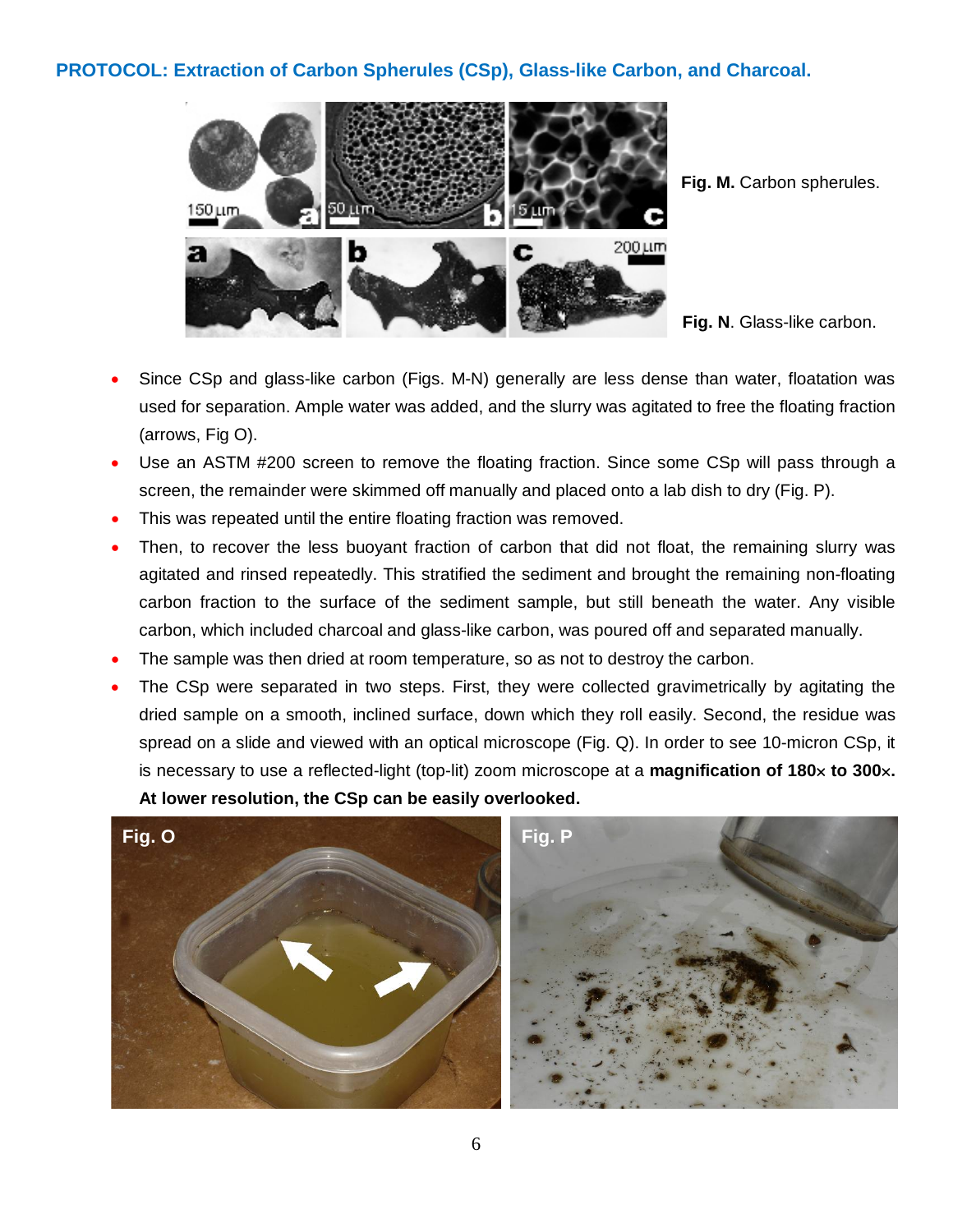## PROTOCOL: Extraction of Carbon Spherules (CSp), Glass-like Carbon, and Charcoal.

**Fig. M.** Carbon spherules.

**Fig. N**. Glass-like carbon.

- Since CSp and glass-like carbon (Figs. M-N) generally are less dense than water, floatation was used for separation. Ample water was added, and the slurry was agitated to free the floating fraction (arrows, Fig O).
- Use an ASTM #200 screen to remove the floating fraction. Since some CSp will pass through a screen, the remainder were skimmed off manually and placed onto a lab dish to dry (Fig. P).
- This was repeated until the entire floating fraction was removed.
- Then, to recover the less buoyant fraction of carbon that did not float, the remaining slurry was agitated and rinsed repeatedly. This stratified the sediment and brought the remaining non-floating carbon fraction to the surface of the sediment sample, but still beneath the water. Any visible carbon, which included charcoal and glass-like carbon, was poured off and separated manually.
- The sample was then dried at room temperature, so as not to destroy the carbon.
- The CSp were separated in two steps. First, they were collected gravimetrically by agitating the dried sample on a smooth, inclined surface, down which they roll easily. Second, the residue was spread on a slide and viewed with an optical microscope (Fig. Q). In order to see 10-micron CSp, it is necessary to use a reflected-light (top-lit) zoom microscope at a **magnification of 180× to 300×. At lower resolution, the CSp can be easily overlooked.**

**Fig. O**

**Fig. P**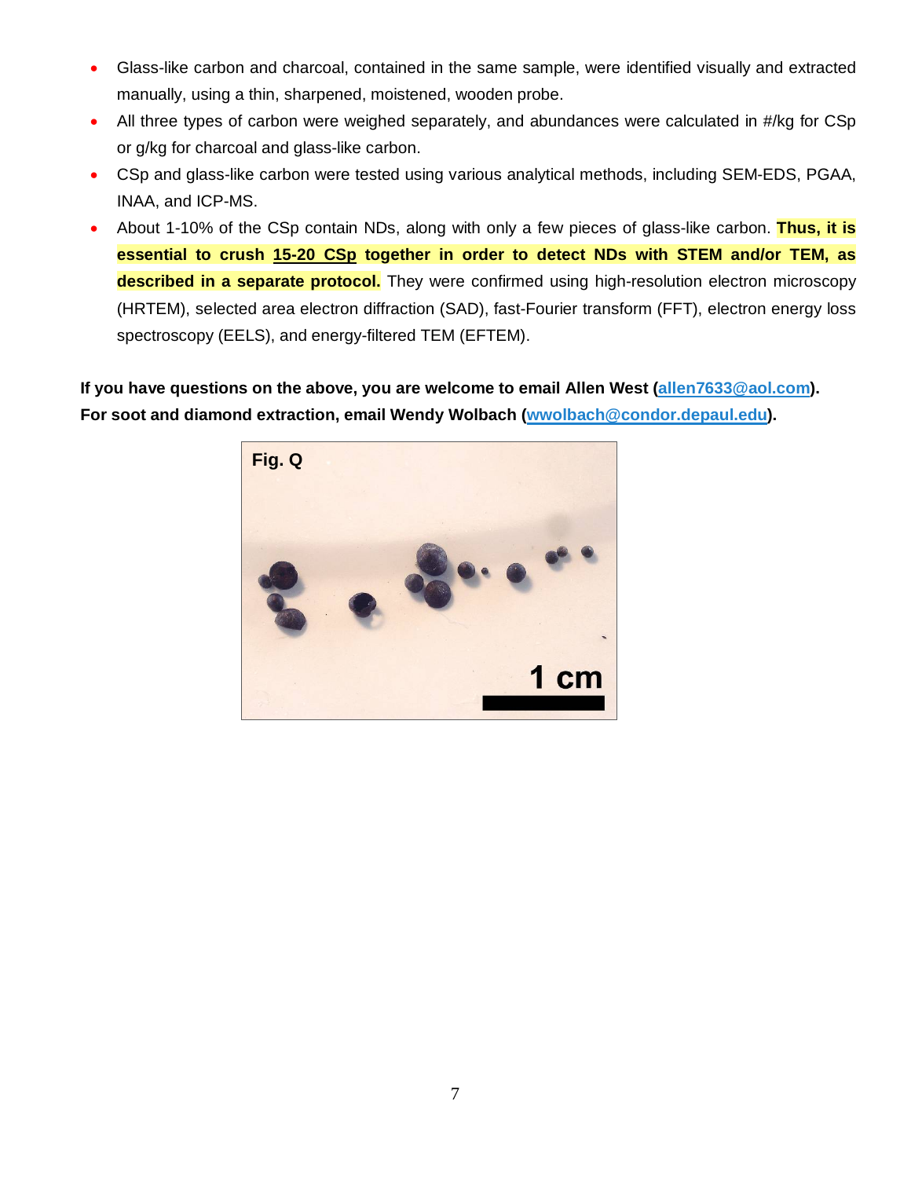- Glass-like carbon and charcoal, contained in the same sample, were identified visually and extracted manually, using a thin, sharpened, moistened, wooden probe.
- All three types of carbon were weighed separately, and abundances were calculated in #/kg for CSp or g/kg for charcoal and glass-like carbon.
- CSp and glass-like carbon were tested using various analytical methods, including SEM-EDS, PGAA, INAA, and ICP-MS.
- About 1-10% of the CSp contain NDs, along with only a few pieces of glass-like carbon. **Thus, it is essential to crush 15-20 CSp together in order to detect NDs with STEM and/or TEM, as described in a separate protocol.** They were confirmed using high-resolution electron microscopy (HRTEM), selected area electron diffraction (SAD), fast-Fourier transform (FFT), electron energy loss spectroscopy (EELS), and energy-filtered TEM (EFTEM).

**If you have questions on the above, you are welcome to email Allen West ([allen7633@aol.com](mailto:allen7633@aol.com)).**
**For soot and diamond extraction, email Wendy Wolbach ([wwolbach@condor.depaul.edu](mailto:wwolbach@condor.depaul.edu)).**

Fig. Q

1 cm